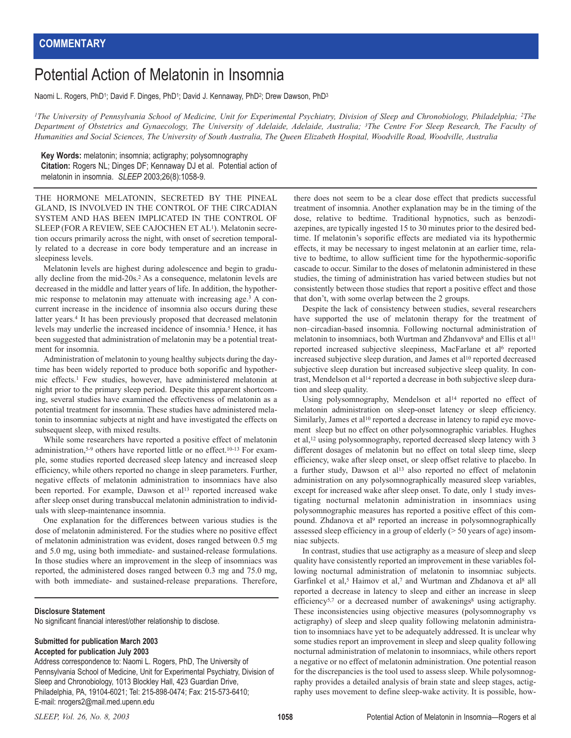**COMMENTARY**

# Potential Action of Melatonin in Insomnia

Naomi L. Rogers, PhD[1]; David F. Dinges, PhD[1]; David J. Kennaway, PhD[2]; Drew Dawson, PhD[3]

*[1]The University of Pennsylvania School of Medicine, Unit for Experimental Psychiatry, Division of Sleep and Chronobiology, Philadelphia; [2]The Department of Obstetrics and Gynaecology, The University of Adelaide, Adelaide, Australia; [3]The Centre For Sleep Research, The Faculty of Humanities and Social Sciences, The University of South Australia, The Queen Elizabeth Hospital, Woodville Road, Woodville, Australia*

**Key Words:** melatonin; insomnia; actigraphy; polysomnography
**Citation:** Rogers NL; Dinges DF; Kennaway DJ et al. Potential action of melatonin in insomnia. *SLEEP* 2003;26(8):1058-9.

THE HORMONE MELATONIN, SECRETED BY THE PINEAL GLAND, IS INVOLVED IN THE CONTROL OF THE CIRCADIAN SYSTEM AND HAS BEEN IMPLICATED IN THE CONTROL OF SLEEP (FOR A REVIEW, SEE CAJOCHEN ET AL[1]). Melatonin secretion occurs primarily across the night, with onset of secretion temporally related to a decrease in core body temperature and an increase in sleepiness levels.

Melatonin levels are highest during adolescence and begin to gradually decline from the mid-20s.[2] As a consequence, melatonin levels are decreased in the middle and latter years of life. In addition, the hypothermic response to melatonin may attenuate with increasing age.[3] A concurrent increase in the incidence of insomnia also occurs during these latter years.[4] It has been previously proposed that decreased melatonin levels may underlie the increased incidence of insomnia.[5] Hence, it has been suggested that administration of melatonin may be a potential treatment for insomnia.

Administration of melatonin to young healthy subjects during the daytime has been widely reported to produce both soporific and hypothermic effects.[1] Few studies, however, have administered melatonin at night prior to the primary sleep period. Despite this apparent shortcoming, several studies have examined the effectiveness of melatonin as a potential treatment for insomnia. These studies have administered melatonin to insomniac subjects at night and have investigated the effects on subsequent sleep, with mixed results.

While some researchers have reported a positive effect of melatonin administration,[5-9] others have reported little or no effect.[10-13] For example, some studies reported decreased sleep latency and increased sleep efficiency, while others reported no change in sleep parameters. Further, negative effects of melatonin administration to insomniacs have also been reported. For example, Dawson et al[13] reported increased wake after sleep onset during transbuccal melatonin administration to individuals with sleep-maintenance insomnia.

One explanation for the differences between various studies is the dose of melatonin administered. For the studies where no positive effect of melatonin administration was evident, doses ranged between 0.5 mg and 5.0 mg, using both immediate- and sustained-release formulations. In those studies where an improvement in the sleep of insomniacs was reported, the administered doses ranged between 0.3 mg and 75.0 mg, with both immediate- and sustained-release preparations. Therefore, there does not seem to be a clear dose effect that predicts successful treatment of insomnia. Another explanation may be in the timing of the dose, relative to bedtime. Traditional hypnotics, such as benzodiazepines, are typically ingested 15 to 30 minutes prior to the desired bedtime. If melatonin's soporific effects are mediated via its hypothermic effects, it may be necessary to ingest melatonin at an earlier time, relative to bedtime, to allow sufficient time for the hypothermic-soporific cascade to occur. Similar to the doses of melatonin administered in these studies, the timing of administration has varied between studies but not consistently between those studies that report a positive effect and those that don't, with some overlap between the 2 groups.

Despite the lack of consistency between studies, several researchers have supported the use of melatonin therapy for the treatment of non–circadian-based insomnia. Following nocturnal administration of melatonin to insomniacs, both Wurtman and Zhdanvova[8] and Ellis et al[11] reported increased subjective sleepiness, MacFarlane et al[6] reported increased subjective sleep duration, and James et al[10] reported decreased subjective sleep duration but increased subjective sleep quality. In contrast, Mendelson et al[14] reported a decrease in both subjective sleep duration and sleep quality.

Using polysomnography, Mendelson et al[14] reported no effect of melatonin administration on sleep-onset latency or sleep efficiency. Similarly, James et al[10] reported a decrease in latency to rapid eye movement sleep but no effect on other polysomnographic variables. Hughes et al,[12] using polysomnography, reported decreased sleep latency with 3 different dosages of melatonin but no effect on total sleep time, sleep efficiency, wake after sleep onset, or sleep offset relative to placebo. In a further study, Dawson et al[13] also reported no effect of melatonin administration on any polysomnographically measured sleep variables, except for increased wake after sleep onset. To date, only 1 study investigating nocturnal melatonin administration in insomniacs using polysomnographic measures has reported a positive effect of this compound. Zhdanova et al[9] reported an increase in polysomnographically assessed sleep efficiency in a group of elderly (> 50 years of age) insomniac subjects.

In contrast, studies that use actigraphy as a measure of sleep and sleep quality have consistently reported an improvement in these variables following nocturnal administration of melatonin to insomniac subjects. Garfinkel et al,[5] Haimov et al,[7] and Wurtman and Zhdanova et al[8] all reported a decrease in latency to sleep and either an increase in sleep efficiency[5,7] or a decreased number of awakenings[8] using actigraphy. These inconsistencies using objective measures (polysomnography vs actigraphy) of sleep and sleep quality following melatonin administration to insomniacs have yet to be adequately addressed. It is unclear why some studies report an improvement in sleep and sleep quality following nocturnal administration of melatonin to insomniacs, while others report a negative or no effect of melatonin administration. One potential reason for the discrepancies is the tool used to assess sleep. While polysomnography provides a detailed analysis of brain state and sleep stages, actigraphy uses movement to define sleep-wake activity. It is possible, how-

**Disclosure Statement**

No significant financial interest/other relationship to disclose.

**Submitted for publication March 2003**
**Accepted for publication July 2003**

Address correspondence to: Naomi L. Rogers, PhD, The University of Pennsylvania School of Medicine, Unit for Experimental Psychiatry, Division of Sleep and Chronobiology, 1013 Blockley Hall, 423 Guardian Drive, Philadelphia, PA, 19104-6021; Tel: 215-898-0474; Fax: 215-573-6410; E-mail: nrogers2@mail.med.upenn.edu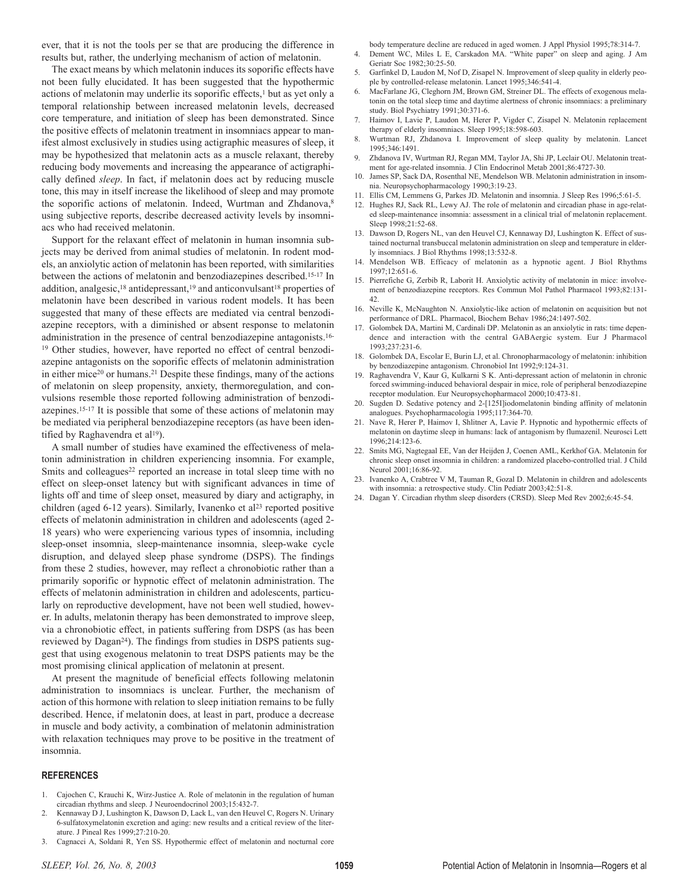ever, that it is not the tools per se that are producing the difference in results but, rather, the underlying mechanism of action of melatonin.

The exact means by which melatonin induces its soporific effects have not been fully elucidated. It has been suggested that the hypothermic actions of melatonin may underlie its soporific effects,[1] but as yet only a temporal relationship between increased melatonin levels, decreased core temperature, and initiation of sleep has been demonstrated. Since the positive effects of melatonin treatment in insomniacs appear to manifest almost exclusively in studies using actigraphic measures of sleep, it may be hypothesized that melatonin acts as a muscle relaxant, thereby reducing body movements and increasing the appearance of actigraphically defined *sleep*. In fact, if melatonin does act by reducing muscle tone, this may in itself increase the likelihood of sleep and may promote the soporific actions of melatonin. Indeed, Wurtman and Zhdanova,[8] using subjective reports, describe decreased activity levels by insomniacs who had received melatonin.

Support for the relaxant effect of melatonin in human insomnia subjects may be derived from animal studies of melatonin. In rodent models, an anxiolytic action of melatonin has been reported, with similarities between the actions of melatonin and benzodiazepines described.[15-17] In addition, analgesic,[18] antidepressant,[19] and anticonvulsant[18] properties of melatonin have been described in various rodent models. It has been suggested that many of these effects are mediated via central benzodiazepine receptors, with a diminished or absent response to melatonin administration in the presence of central benzodiazepine antagonists.[16-19] Other studies, however, have reported no effect of central benzodiazepine antagonists on the soporific effects of melatonin administration in either mice[20] or humans.[21] Despite these findings, many of the actions of melatonin on sleep propensity, anxiety, thermoregulation, and convulsions resemble those reported following administration of benzodiazepines.[15-17] It is possible that some of these actions of melatonin may be mediated via peripheral benzodiazepine receptors (as have been identified by Raghavendra et al[19]).

A small number of studies have examined the effectiveness of melatonin administration in children experiencing insomnia. For example, Smits and colleagues[22] reported an increase in total sleep time with no effect on sleep-onset latency but with significant advances in time of lights off and time of sleep onset, measured by diary and actigraphy, in children (aged 6-12 years). Similarly, Ivanenko et al[23] reported positive effects of melatonin administration in children and adolescents (aged 2-18 years) who were experiencing various types of insomnia, including sleep-onset insomnia, sleep-maintenance insomnia, sleep-wake cycle disruption, and delayed sleep phase syndrome (DSPS). The findings from these 2 studies, however, may reflect a chronobiotic rather than a primarily soporific or hypnotic effect of melatonin administration. The effects of melatonin administration in children and adolescents, particularly on reproductive development, have not been well studied, however. In adults, melatonin therapy has been demonstrated to improve sleep, via a chronobiotic effect, in patients suffering from DSPS (as has been reviewed by Dagan[24]). The findings from studies in DSPS patients suggest that using exogenous melatonin to treat DSPS patients may be the most promising clinical application of melatonin at present.

At present the magnitude of beneficial effects following melatonin administration to insomniacs is unclear. Further, the mechanism of action of this hormone with relation to sleep initiation remains to be fully described. Hence, if melatonin does, at least in part, produce a decrease in muscle and body activity, a combination of melatonin administration with relaxation techniques may prove to be positive in the treatment of insomnia.

## REFERENCES

1. Cajochen C, Krauchi K, Wirz-Justice A. Role of melatonin in the regulation of human circadian rhythms and sleep. J Neuroendocrinol 2003;15:432-7.
2. Kennaway D J, Lushington K, Dawson D, Lack L, van den Heuvel C, Rogers N. Urinary 6-sulfatoxymelatonin excretion and aging: new results and a critical review of the literature. J Pineal Res 1999;27:210-20.
3. Cagnacci A, Soldani R, Yen SS. Hypothermic effect of melatonin and nocturnal core body temperature decline are reduced in aged women. J Appl Physiol 1995;78:314-7.
4. Dement WC, Miles L E, Carskadon MA. "White paper" on sleep and aging. J Am Geriatr Soc 1982;30:25-50.
5. Garfinkel D, Laudon M, Nof D, Zisapel N. Improvement of sleep quality in elderly people by controlled-release melatonin. Lancet 1995;346:541-4.
6. MacFarlane JG, Cleghorn JM, Brown GM, Streiner DL. The effects of exogenous melatonin on the total sleep time and daytime alertness of chronic insomniacs: a preliminary study. Biol Psychiatry 1991;30:371-6.
7. Haimov I, Lavie P, Laudon M, Herer P, Vigder C, Zisapel N. Melatonin replacement therapy of elderly insomniacs. Sleep 1995;18:598-603.
8. Wurtman RJ, Zhdanova I. Improvement of sleep quality by melatonin. Lancet 1995;346:1491.
9. Zhdanova IV, Wurtman RJ, Regan MM, Taylor JA, Shi JP, Leclair OU. Melatonin treatment for age-related insomnia. J Clin Endocrinol Metab 2001;86:4727-30.
10. James SP, Sack DA, Rosenthal NE, Mendelson WB. Melatonin administration in insomnia. Neuropsychopharmacology 1990;3:19-23.
11. Ellis CM, Lemmens G, Parkes JD. Melatonin and insomnia. J Sleep Res 1996;5:61-5.
12. Hughes RJ, Sack RL, Lewy AJ. The role of melatonin and circadian phase in age-related sleep-maintenance insomnia: assessment in a clinical trial of melatonin replacement. Sleep 1998;21:52-68.
13. Dawson D, Rogers NL, van den Heuvel CJ, Kennaway DJ, Lushington K. Effect of sustained nocturnal transbuccal melatonin administration on sleep and temperature in elderly insomniacs. J Biol Rhythms 1998;13:532-8.
14. Mendelson WB. Efficacy of melatonin as a hypnotic agent. J Biol Rhythms 1997;12:651-6.
15. Pierrefiche G, Zerbib R, Laborit H. Anxiolytic activity of melatonin in mice: involvement of benzodiazepine receptors. Res Commun Mol Pathol Pharmacol 1993;82:131-42.
16. Neville K, McNaughton N. Anxiolytic-like action of melatonin on acquisition but not performance of DRL. Pharmacol, Biochem Behav 1986;24:1497-502.
17. Golombek DA, Martini M, Cardinali DP. Melatonin as an anxiolytic in rats: time dependence and interaction with the central GABAergic system. Eur J Pharmacol 1993;237:231-6.
18. Golombek DA, Escolar E, Burin LJ, et al. Chronopharmacology of melatonin: inhibition by benzodiazepine antagonism. Chronobiol Int 1992;9:124-31.
19. Raghavendra V, Kaur G, Kulkarni S K. Anti-depressant action of melatonin in chronic forced swimming-induced behavioral despair in mice, role of peripheral benzodiazepine receptor modulation. Eur Neuropsychopharmacol 2000;10:473-81.
20. Sugden D. Sedative potency and 2-[125I]iodomelatonin binding affinity of melatonin analogues. Psychopharmacologia 1995;117:364-70.
21. Nave R, Herer P, Haimov I, Shlitner A, Lavie P. Hypnotic and hypothermic effects of melatonin on daytime sleep in humans: lack of antagonism by flumazenil. Neurosci Lett 1996;214:123-6.
22. Smits MG, Nagtegaal EE, Van der Heijden J, Coenen AML, Kerkhof GA. Melatonin for chronic sleep onset insomnia in children: a randomized placebo-controlled trial. J Child Neurol 2001;16:86-92.
23. Ivanenko A, Crabtree V M, Tauman R, Gozal D. Melatonin in children and adolescents with insomnia: a retrospective study. Clin Pediatr 2003;42:51-8.
24. Dagan Y. Circadian rhythm sleep disorders (CRSD). Sleep Med Rev 2002;6:45-54.